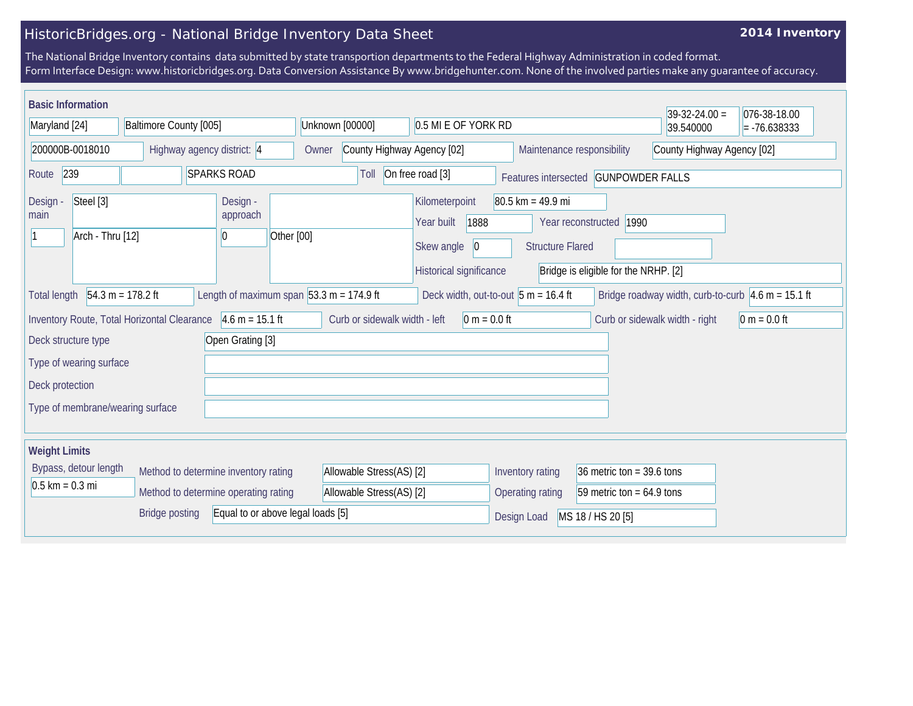# HistoricBridges.org - National Bridge Inventory Data Sheet

**2014 Inventory**

The National Bridge Inventory contains data submitted by state transportion departments to the Federal Highway Administration in coded format.
Form Interface Design: www.historicbridges.org. Data Conversion Assistance By www.bridgehunter.com. None of the involved parties make any guarantee of accuracy.

## Basic Information

| | |
|---|---|
| State | Maryland [24] |
| County | Baltimore County [005] |
| Place | Unknown [00000] |
| Location | 0.5 MI E OF YORK RD |
| Latitude | 39-32-24.00 = 39.540000 |
| Longitude | 076-38-18.00 = -76.638333 |
| Structure number | 200000B-0018010 |
| Highway agency district | 4 |
| Owner | County Highway Agency [02] |
| Maintenance responsibility | County Highway Agency [02] |
| Route | 239 |
| Facility carried | SPARKS ROAD |
| Toll | On free road [3] |
| Features intersected | GUNPOWDER FALLS |
| Design - main | Steel [3] / 1 / Arch - Thru [12] |
| Design - approach | 0 / Other [00] |
| Kilometerpoint | 80.5 km = 49.9 mi |
| Year built | 1888 |
| Year reconstructed | 1990 |
| Skew angle | 0 |
| Structure Flared | |
| Historical significance | Bridge is eligible for the NRHP. [2] |
| Total length | 54.3 m = 178.2 ft |
| Length of maximum span | 53.3 m = 174.9 ft |
| Deck width, out-to-out | 5 m = 16.4 ft |
| Bridge roadway width, curb-to-curb | 4.6 m = 15.1 ft |
| Inventory Route, Total Horizontal Clearance | 4.6 m = 15.1 ft |
| Curb or sidewalk width - left | 0 m = 0.0 ft |
| Curb or sidewalk width - right | 0 m = 0.0 ft |
| Deck structure type | Open Grating [3] |
| Type of wearing surface | |
| Deck protection | |
| Type of membrane/wearing surface | |

## Weight Limits

| | |
|---|---|
| Bypass, detour length | 0.5 km = 0.3 mi |
| Method to determine inventory rating | Allowable Stress(AS) [2] |
| Method to determine operating rating | Allowable Stress(AS) [2] |
| Inventory rating | 36 metric ton = 39.6 tons |
| Operating rating | 59 metric ton = 64.9 tons |
| Bridge posting | Equal to or above legal loads [5] |
| Design Load | MS 18 / HS 20 [5] |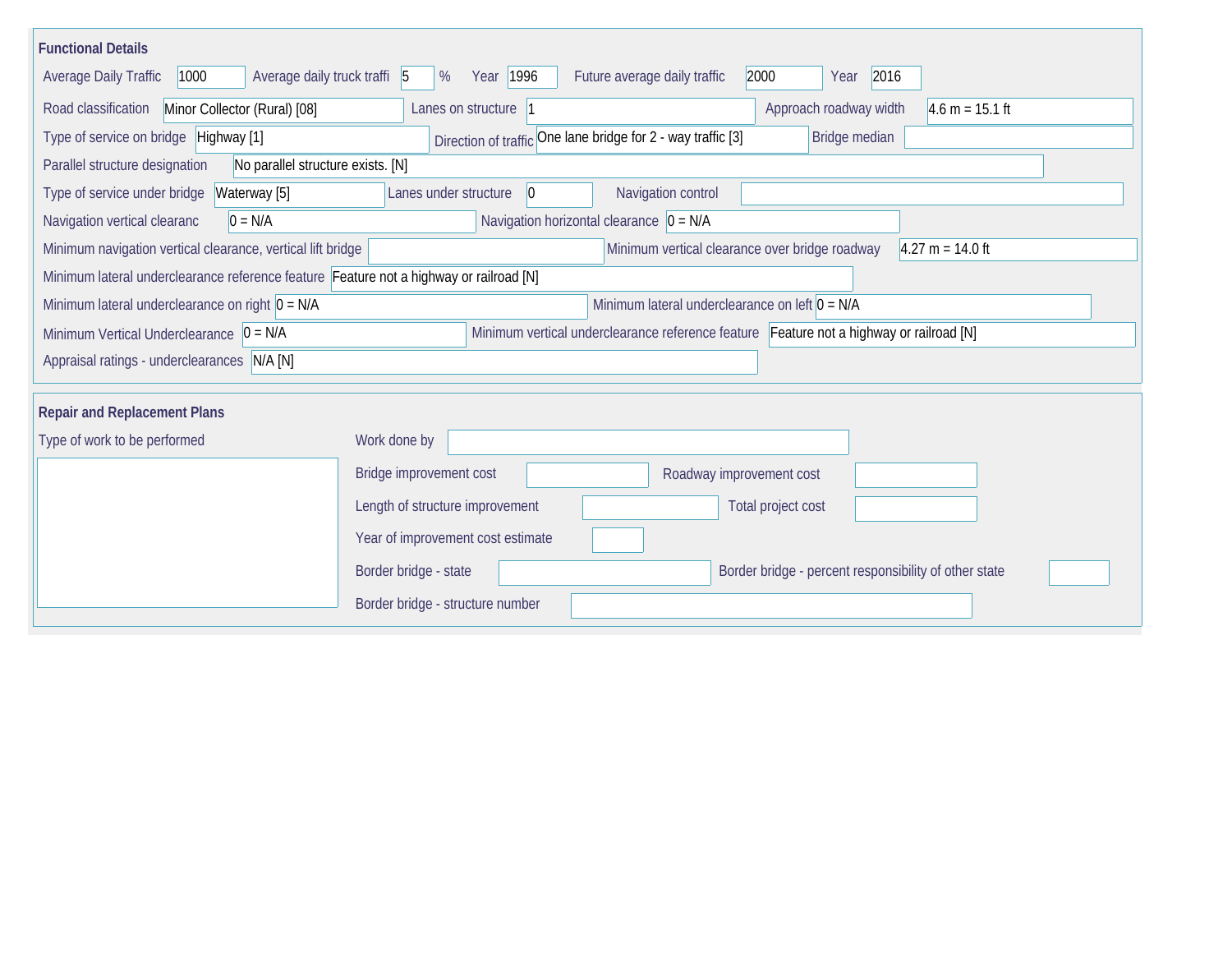## Functional Details

Average Daily Traffic: 1000

Average daily truck traffi: 5 %

Year: 1996

Future average daily traffic: 2000

Year: 2016

Road classification: Minor Collector (Rural) [08]

Lanes on structure: 1

Approach roadway width: 4.6 m = 15.1 ft

Type of service on bridge: Highway [1]

Direction of traffic: One lane bridge for 2 - way traffic [3]

Bridge median:

Parallel structure designation: No parallel structure exists. [N]

Type of service under bridge: Waterway [5]

Lanes under structure: 0

Navigation control:

Navigation vertical clearanc: 0 = N/A

Navigation horizontal clearance: 0 = N/A

Minimum navigation vertical clearance, vertical lift bridge:

Minimum vertical clearance over bridge roadway: 4.27 m = 14.0 ft

Minimum lateral underclearance reference feature: Feature not a highway or railroad [N]

Minimum lateral underclearance on right: 0 = N/A

Minimum lateral underclearance on left: 0 = N/A

Minimum Vertical Underclearance: 0 = N/A

Minimum vertical underclearance reference feature: Feature not a highway or railroad [N]

Appraisal ratings - underclearances: N/A [N]

## Repair and Replacement Plans

Type of work to be performed:

Work done by:

Bridge improvement cost:

Roadway improvement cost:

Length of structure improvement:

Total project cost:

Year of improvement cost estimate:

Border bridge - state:

Border bridge - percent responsibility of other state:

Border bridge - structure number: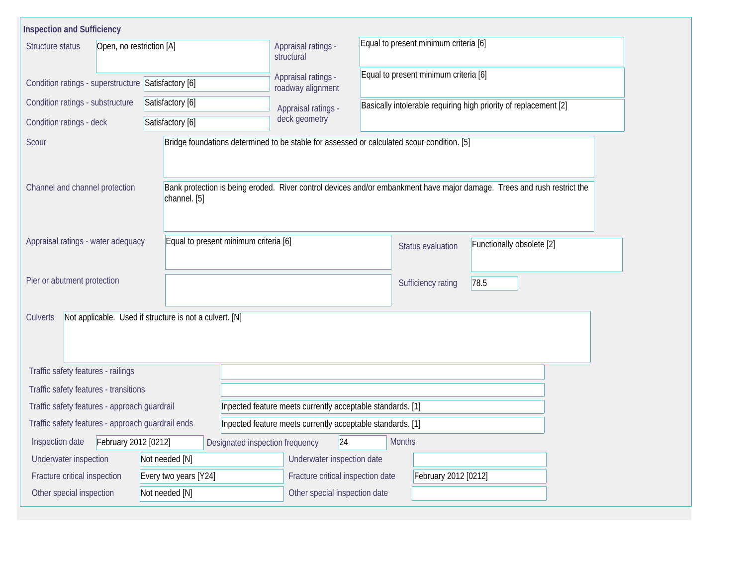## Inspection and Sufficiency

| Field | Value |
|---|---|
| Structure status | Open, no restriction [A] |
| Condition ratings - superstructure | Satisfactory [6] |
| Condition ratings - substructure | Satisfactory [6] |
| Condition ratings - deck | Satisfactory [6] |
| Appraisal ratings - structural | Equal to present minimum criteria [6] |
| Appraisal ratings - roadway alignment | Equal to present minimum criteria [6] |
| Appraisal ratings - deck geometry | Basically intolerable requiring high priority of replacement [2] |
| Scour | Bridge foundations determined to be stable for assessed or calculated scour condition. [5] |
| Channel and channel protection | Bank protection is being eroded. River control devices and/or embankment have major damage. Trees and rush restrict the channel. [5] |
| Appraisal ratings - water adequacy | Equal to present minimum criteria [6] |
| Status evaluation | Functionally obsolete [2] |
| Pier or abutment protection | |
| Sufficiency rating | 78.5 |
| Culverts | Not applicable. Used if structure is not a culvert. [N] |
| Traffic safety features - railings | |
| Traffic safety features - transitions | |
| Traffic safety features - approach guardrail | Inpected feature meets currently acceptable standards. [1] |
| Traffic safety features - approach guardrail ends | Inpected feature meets currently acceptable standards. [1] |
| Inspection date | February 2012 [0212] |
| Designated inspection frequency | 24 Months |
| Underwater inspection | Not needed [N] |
| Underwater inspection date | |
| Fracture critical inspection | Every two years [Y24] |
| Fracture critical inspection date | February 2012 [0212] |
| Other special inspection | Not needed [N] |
| Other special inspection date | |